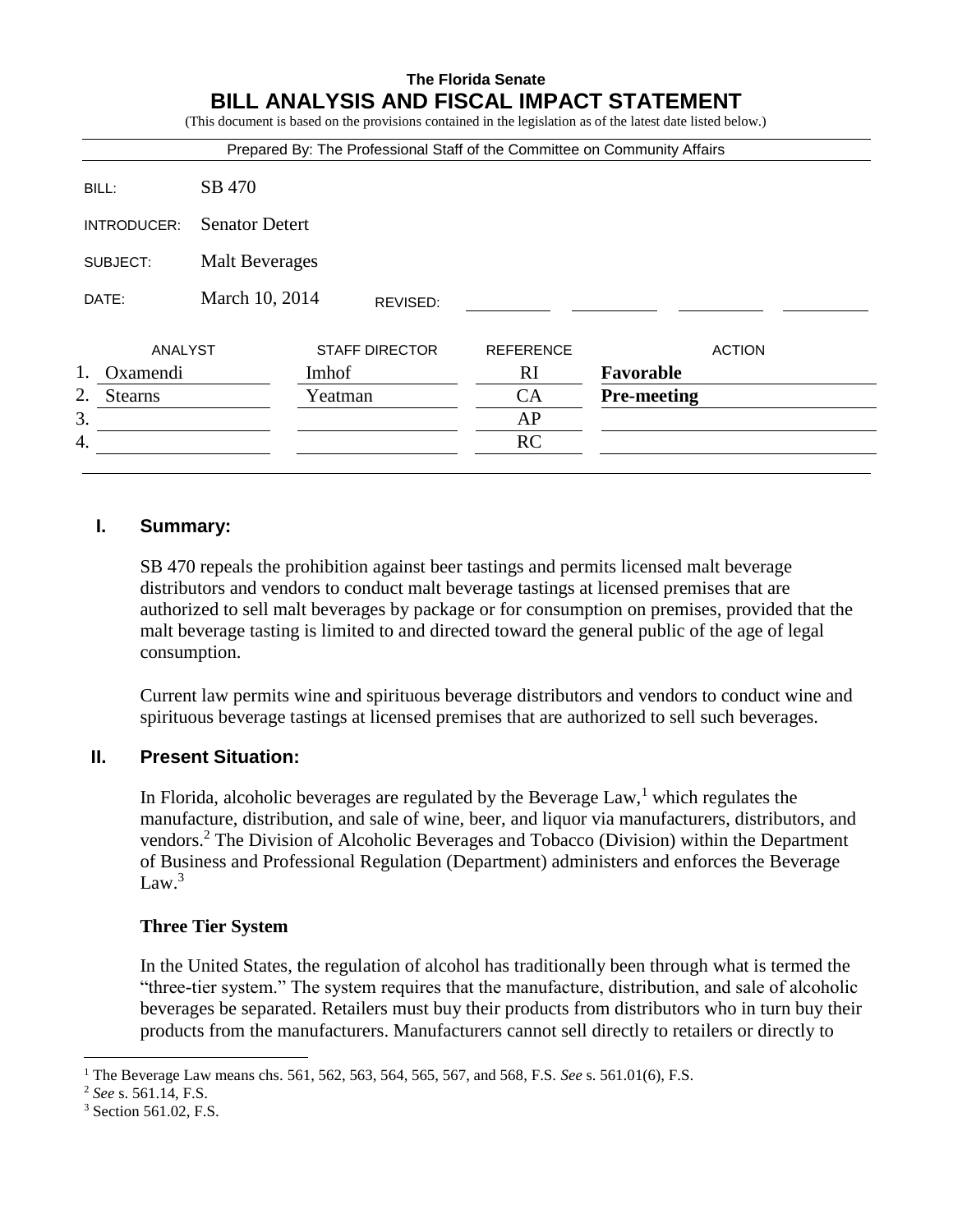**The Florida Senate**

# BILL ANALYSIS AND FISCAL IMPACT STATEMENT

(This document is based on the provisions contained in the legislation as of the latest date listed below.)

Prepared By: The Professional Staff of the Committee on Community Affairs

| | |
|---|---|
| BILL: | SB 470 |
| INTRODUCER: | Senator Detert |
| SUBJECT: | Malt Beverages |
| DATE: | March 10, 2014 REVISED: |

| | ANALYST | STAFF DIRECTOR | REFERENCE | ACTION |
|---|---|---|---|---|
| 1. | Oxamendi | Imhof | RI | **Favorable** |
| 2. | Stearns | Yeatman | CA | **Pre-meeting** |
| 3. | | | AP | |
| 4. | | | RC | |

## I. Summary:

SB 470 repeals the prohibition against beer tastings and permits licensed malt beverage distributors and vendors to conduct malt beverage tastings at licensed premises that are authorized to sell malt beverages by package or for consumption on premises, provided that the malt beverage tasting is limited to and directed toward the general public of the age of legal consumption.

Current law permits wine and spirituous beverage distributors and vendors to conduct wine and spirituous beverage tastings at licensed premises that are authorized to sell such beverages.

## II. Present Situation:

In Florida, alcoholic beverages are regulated by the Beverage Law,[1] which regulates the manufacture, distribution, and sale of wine, beer, and liquor via manufacturers, distributors, and vendors.[2] The Division of Alcoholic Beverages and Tobacco (Division) within the Department of Business and Professional Regulation (Department) administers and enforces the Beverage Law.[3]

### Three Tier System

In the United States, the regulation of alcohol has traditionally been through what is termed the "three-tier system." The system requires that the manufacture, distribution, and sale of alcoholic beverages be separated. Retailers must buy their products from distributors who in turn buy their products from the manufacturers. Manufacturers cannot sell directly to retailers or directly to

---

[1] The Beverage Law means chs. 561, 562, 563, 564, 565, 567, and 568, F.S. *See* s. 561.01(6), F.S.

[2] *See* s. 561.14, F.S.

[3] Section 561.02, F.S.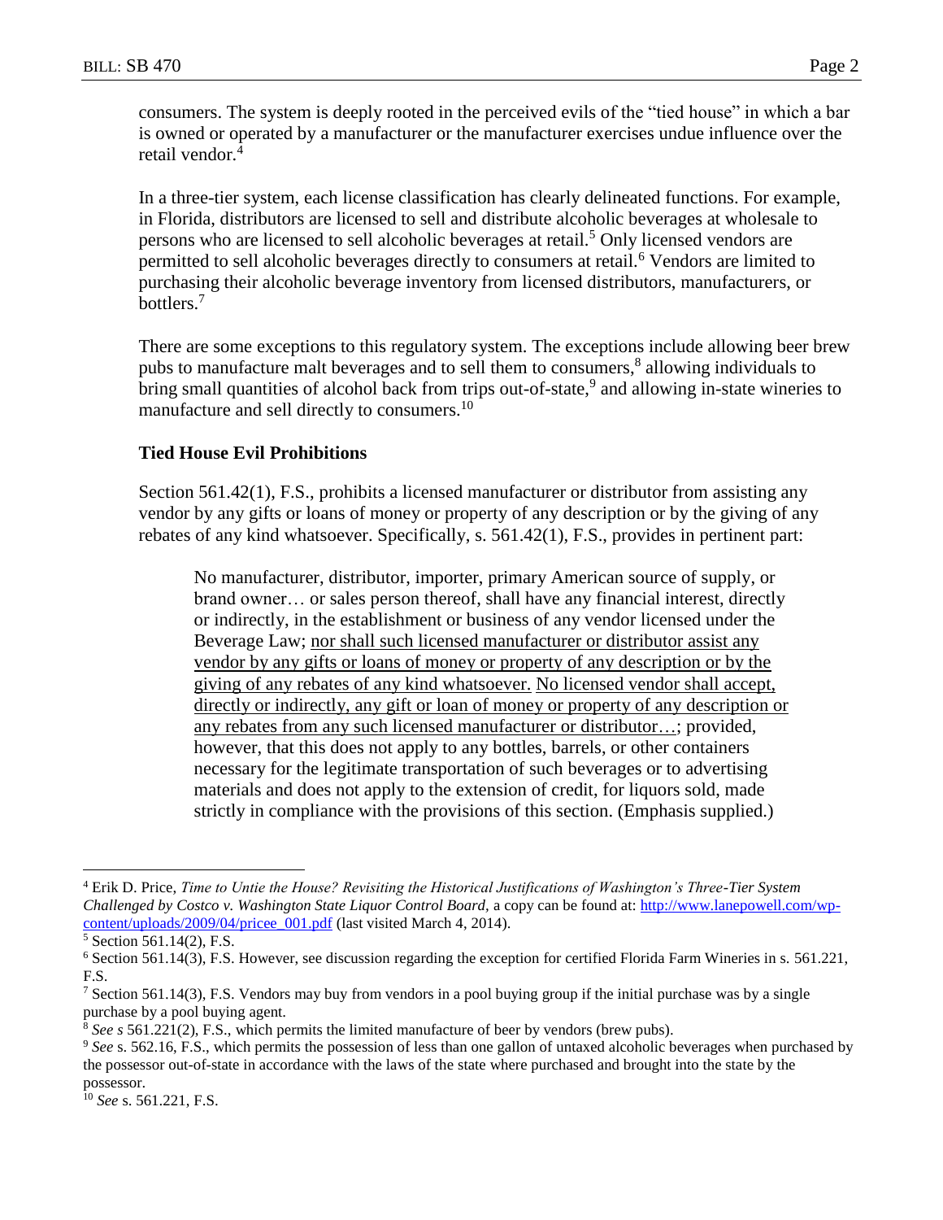consumers. The system is deeply rooted in the perceived evils of the "tied house" in which a bar is owned or operated by a manufacturer or the manufacturer exercises undue influence over the retail vendor.[4]

In a three-tier system, each license classification has clearly delineated functions. For example, in Florida, distributors are licensed to sell and distribute alcoholic beverages at wholesale to persons who are licensed to sell alcoholic beverages at retail.[5] Only licensed vendors are permitted to sell alcoholic beverages directly to consumers at retail.[6] Vendors are limited to purchasing their alcoholic beverage inventory from licensed distributors, manufacturers, or bottlers.[7]

There are some exceptions to this regulatory system. The exceptions include allowing beer brew pubs to manufacture malt beverages and to sell them to consumers,[8] allowing individuals to bring small quantities of alcohol back from trips out-of-state,[9] and allowing in-state wineries to manufacture and sell directly to consumers.[10]

**Tied House Evil Prohibitions**

Section 561.42(1), F.S., prohibits a licensed manufacturer or distributor from assisting any vendor by any gifts or loans of money or property of any description or by the giving of any rebates of any kind whatsoever. Specifically, s. 561.42(1), F.S., provides in pertinent part:

> No manufacturer, distributor, importer, primary American source of supply, or brand owner… or sales person thereof, shall have any financial interest, directly or indirectly, in the establishment or business of any vendor licensed under the Beverage Law; <u>nor shall such licensed manufacturer or distributor assist any vendor by any gifts or loans of money or property of any description or by the giving of any rebates of any kind whatsoever.</u> <u>No licensed vendor shall accept, directly or indirectly, any gift or loan of money or property of any description or any rebates from any such licensed manufacturer or distributor…</u>; provided, however, that this does not apply to any bottles, barrels, or other containers necessary for the legitimate transportation of such beverages or to advertising materials and does not apply to the extension of credit, for liquors sold, made strictly in compliance with the provisions of this section. (Emphasis supplied.)

---

[4] Erik D. Price, *Time to Untie the House? Revisiting the Historical Justifications of Washington's Three-Tier System Challenged by Costco v. Washington State Liquor Control Board*, a copy can be found at: http://www.lanepowell.com/wp-content/uploads/2009/04/pricee_001.pdf (last visited March 4, 2014).

[5] Section 561.14(2), F.S.

[6] Section 561.14(3), F.S. However, see discussion regarding the exception for certified Florida Farm Wineries in s. 561.221, F.S.

[7] Section 561.14(3), F.S. Vendors may buy from vendors in a pool buying group if the initial purchase was by a single purchase by a pool buying agent.

[8] *See s* 561.221(2), F.S., which permits the limited manufacture of beer by vendors (brew pubs).

[9] *See* s. 562.16, F.S., which permits the possession of less than one gallon of untaxed alcoholic beverages when purchased by the possessor out-of-state in accordance with the laws of the state where purchased and brought into the state by the possessor.

[10] *See* s. 561.221, F.S.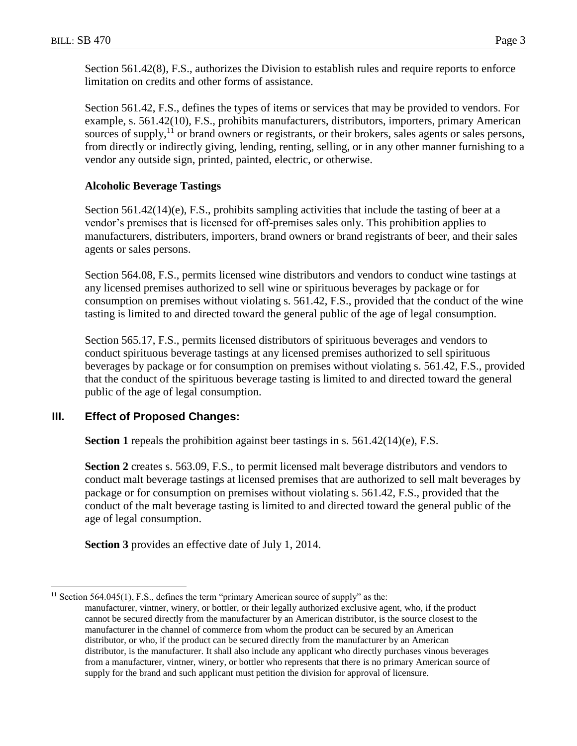Section 561.42(8), F.S., authorizes the Division to establish rules and require reports to enforce limitation on credits and other forms of assistance.

Section 561.42, F.S., defines the types of items or services that may be provided to vendors. For example, s. 561.42(10), F.S., prohibits manufacturers, distributors, importers, primary American sources of supply,[11] or brand owners or registrants, or their brokers, sales agents or sales persons, from directly or indirectly giving, lending, renting, selling, or in any other manner furnishing to a vendor any outside sign, printed, painted, electric, or otherwise.

**Alcoholic Beverage Tastings**

Section 561.42(14)(e), F.S., prohibits sampling activities that include the tasting of beer at a vendor's premises that is licensed for off-premises sales only. This prohibition applies to manufacturers, distributers, importers, brand owners or brand registrants of beer, and their sales agents or sales persons.

Section 564.08, F.S., permits licensed wine distributors and vendors to conduct wine tastings at any licensed premises authorized to sell wine or spirituous beverages by package or for consumption on premises without violating s. 561.42, F.S., provided that the conduct of the wine tasting is limited to and directed toward the general public of the age of legal consumption.

Section 565.17, F.S., permits licensed distributors of spirituous beverages and vendors to conduct spirituous beverage tastings at any licensed premises authorized to sell spirituous beverages by package or for consumption on premises without violating s. 561.42, F.S., provided that the conduct of the spirituous beverage tasting is limited to and directed toward the general public of the age of legal consumption.

## III. Effect of Proposed Changes:

**Section 1** repeals the prohibition against beer tastings in s. 561.42(14)(e), F.S.

**Section 2** creates s. 563.09, F.S., to permit licensed malt beverage distributors and vendors to conduct malt beverage tastings at licensed premises that are authorized to sell malt beverages by package or for consumption on premises without violating s. 561.42, F.S., provided that the conduct of the malt beverage tasting is limited to and directed toward the general public of the age of legal consumption.

**Section 3** provides an effective date of July 1, 2014.

---

[11] Section 564.045(1), F.S., defines the term "primary American source of supply" as the:

> manufacturer, vintner, winery, or bottler, or their legally authorized exclusive agent, who, if the product cannot be secured directly from the manufacturer by an American distributor, is the source closest to the manufacturer in the channel of commerce from whom the product can be secured by an American distributor, or who, if the product can be secured directly from the manufacturer by an American distributor, is the manufacturer. It shall also include any applicant who directly purchases vinous beverages from a manufacturer, vintner, winery, or bottler who represents that there is no primary American source of supply for the brand and such applicant must petition the division for approval of licensure.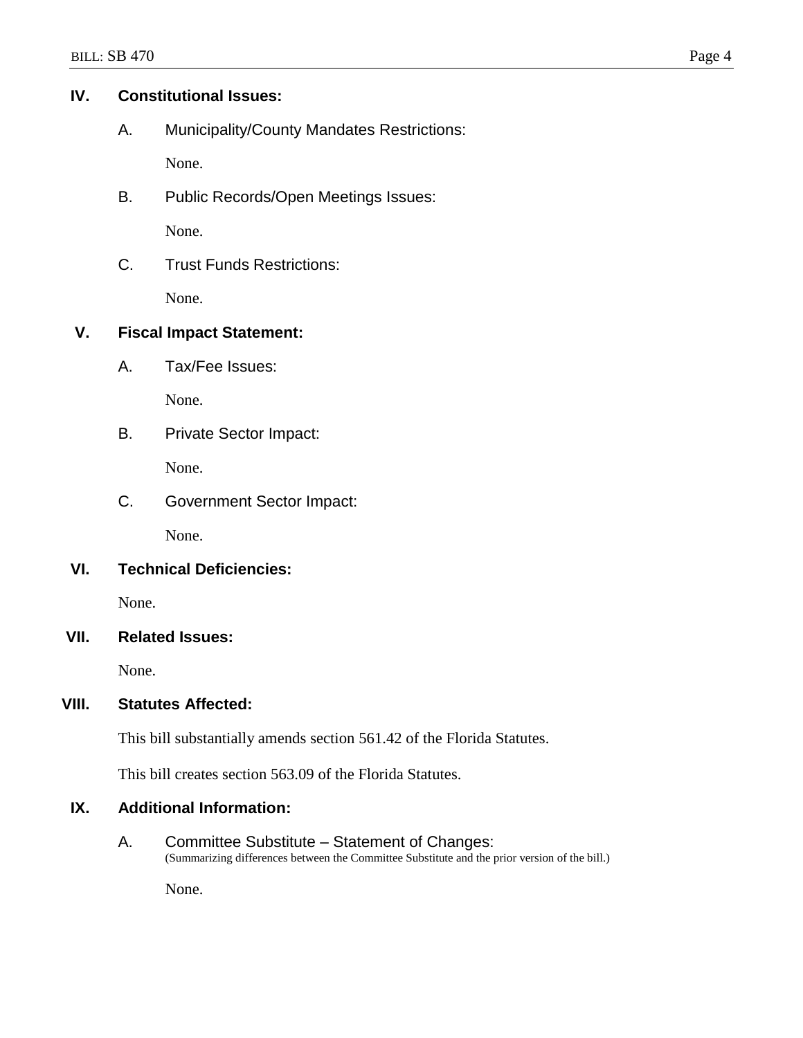## IV. Constitutional Issues:

A. Municipality/County Mandates Restrictions:

None.

B. Public Records/Open Meetings Issues:

None.

C. Trust Funds Restrictions:

None.

## V. Fiscal Impact Statement:

A. Tax/Fee Issues:

None.

B. Private Sector Impact:

None.

C. Government Sector Impact:

None.

## VI. Technical Deficiencies:

None.

## VII. Related Issues:

None.

## VIII. Statutes Affected:

This bill substantially amends section 561.42 of the Florida Statutes.

This bill creates section 563.09 of the Florida Statutes.

## IX. Additional Information:

A. Committee Substitute – Statement of Changes:
(Summarizing differences between the Committee Substitute and the prior version of the bill.)

None.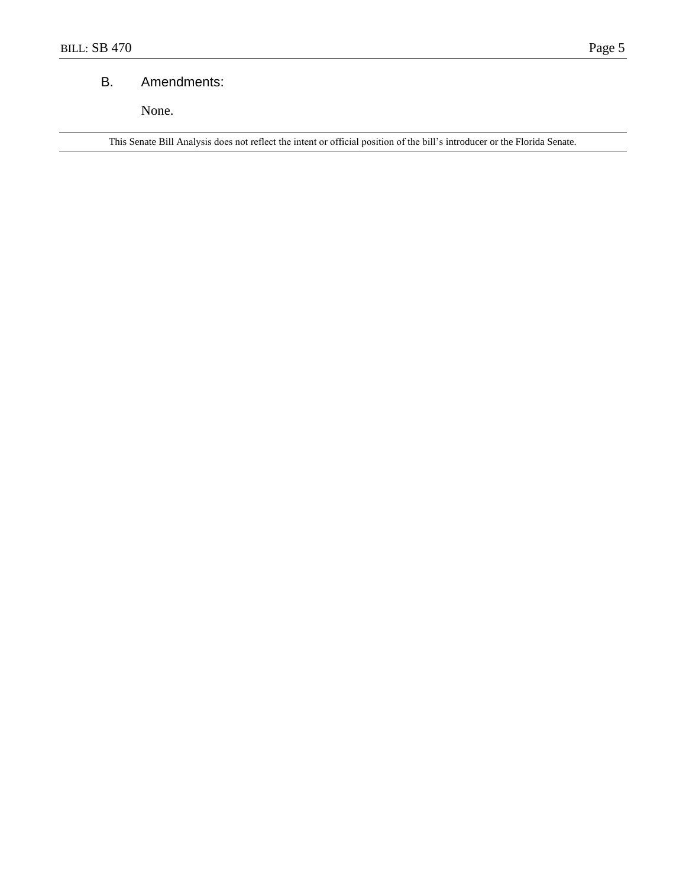## B. Amendments:

None.

---

This Senate Bill Analysis does not reflect the intent or official position of the bill's introducer or the Florida Senate.

---